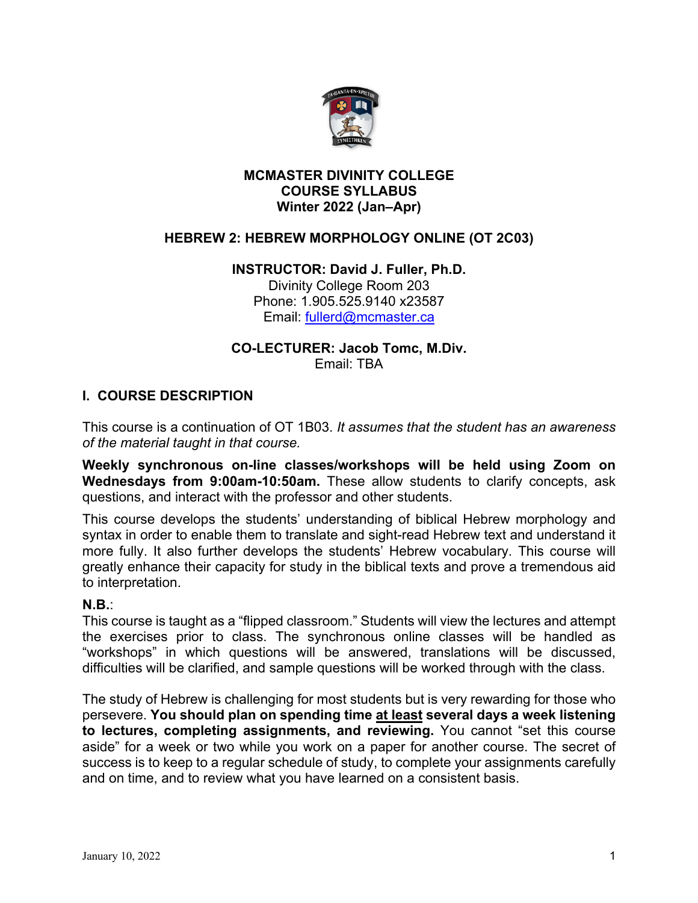**MCMASTER DIVINITY COLLEGE**
**COURSE SYLLABUS**
**Winter 2022 (Jan–Apr)**

# HEBREW 2: HEBREW MORPHOLOGY ONLINE (OT 2C03)

**INSTRUCTOR: David J. Fuller, Ph.D.**
Divinity College Room 203
Phone: 1.905.525.9140 x23587
Email: fullerd@mcmaster.ca

**CO-LECTURER: Jacob Tomc, M.Div.**
Email: TBA

## I. COURSE DESCRIPTION

This course is a continuation of OT 1B03. *It assumes that the student has an awareness of the material taught in that course.*

**Weekly synchronous on-line classes/workshops will be held using Zoom on Wednesdays from 9:00am-10:50am.** These allow students to clarify concepts, ask questions, and interact with the professor and other students.

This course develops the students' understanding of biblical Hebrew morphology and syntax in order to enable them to translate and sight-read Hebrew text and understand it more fully. It also further develops the students' Hebrew vocabulary. This course will greatly enhance their capacity for study in the biblical texts and prove a tremendous aid to interpretation.

**N.B.**:
This course is taught as a "flipped classroom." Students will view the lectures and attempt the exercises prior to class. The synchronous online classes will be handled as "workshops" in which questions will be answered, translations will be discussed, difficulties will be clarified, and sample questions will be worked through with the class.

The study of Hebrew is challenging for most students but is very rewarding for those who persevere. **You should plan on spending time <u>at least</u> several days a week listening to lectures, completing assignments, and reviewing.** You cannot "set this course aside" for a week or two while you work on a paper for another course. The secret of success is to keep to a regular schedule of study, to complete your assignments carefully and on time, and to review what you have learned on a consistent basis.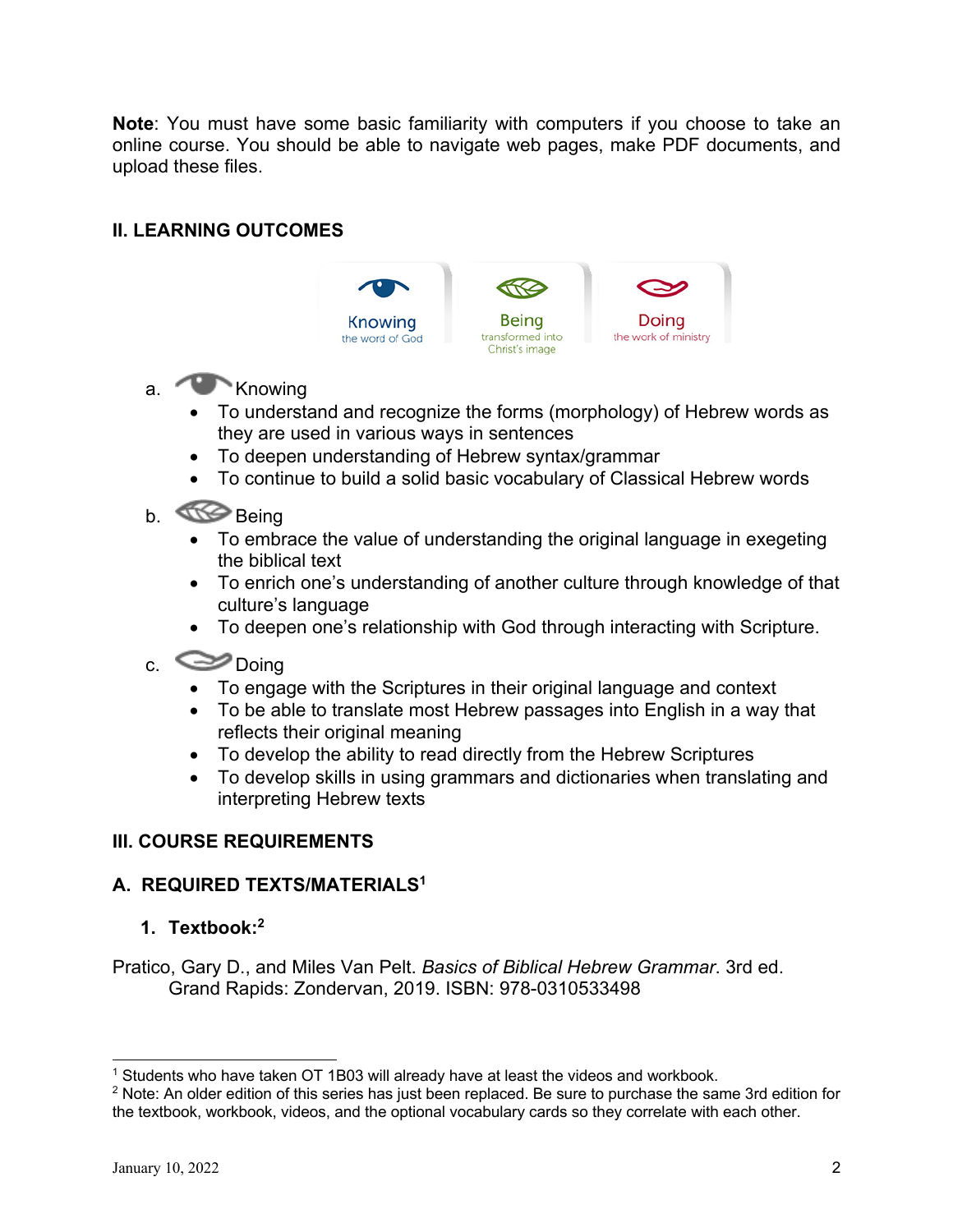**Note**: You must have some basic familiarity with computers if you choose to take an online course. You should be able to navigate web pages, make PDF documents, and upload these files.

## II. LEARNING OUTCOMES

Knowing the word of God | Being transformed into Christ's image | Doing the work of ministry

a. Knowing
- To understand and recognize the forms (morphology) of Hebrew words as they are used in various ways in sentences
- To deepen understanding of Hebrew syntax/grammar
- To continue to build a solid basic vocabulary of Classical Hebrew words

b. Being
- To embrace the value of understanding the original language in exegeting the biblical text
- To enrich one's understanding of another culture through knowledge of that culture's language
- To deepen one's relationship with God through interacting with Scripture.

c. Doing
- To engage with the Scriptures in their original language and context
- To be able to translate most Hebrew passages into English in a way that reflects their original meaning
- To develop the ability to read directly from the Hebrew Scriptures
- To develop skills in using grammars and dictionaries when translating and interpreting Hebrew texts

## III. COURSE REQUIREMENTS

### A. REQUIRED TEXTS/MATERIALS[1]

#### 1. Textbook:[2]

Pratico, Gary D., and Miles Van Pelt. *Basics of Biblical Hebrew Grammar*. 3rd ed. Grand Rapids: Zondervan, 2019. ISBN: 978-0310533498

---

[1] Students who have taken OT 1B03 will already have at least the videos and workbook.

[2] Note: An older edition of this series has just been replaced. Be sure to purchase the same 3rd edition for the textbook, workbook, videos, and the optional vocabulary cards so they correlate with each other.

January 10, 2022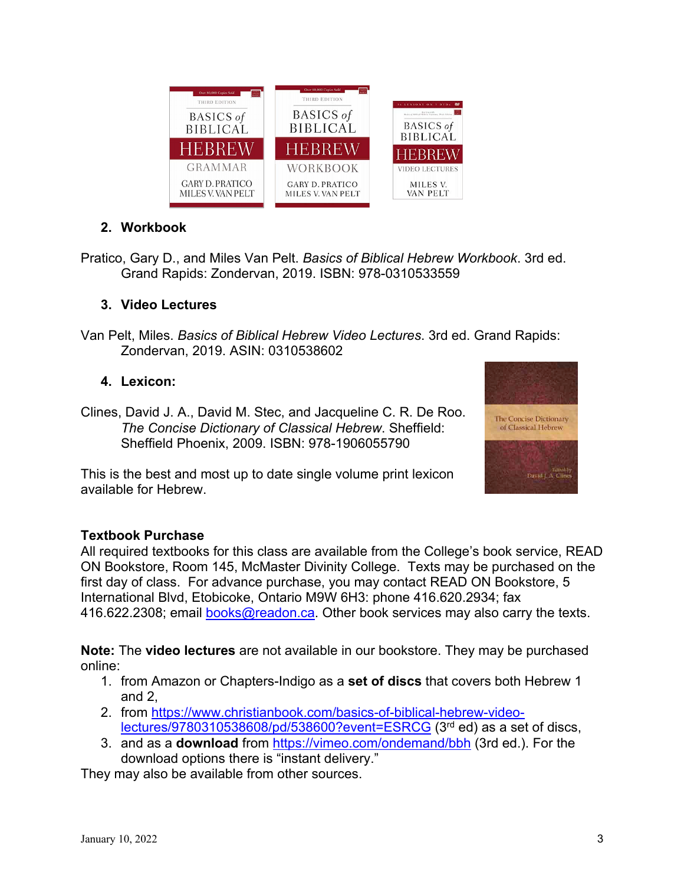2. **Workbook**

Pratico, Gary D., and Miles Van Pelt. *Basics of Biblical Hebrew Workbook*. 3rd ed. Grand Rapids: Zondervan, 2019. ISBN: 978-0310533559

3. **Video Lectures**

Van Pelt, Miles. *Basics of Biblical Hebrew Video Lectures*. 3rd ed. Grand Rapids: Zondervan, 2019. ASIN: 0310538602

4. **Lexicon:**

Clines, David J. A., David M. Stec, and Jacqueline C. R. De Roo. *The Concise Dictionary of Classical Hebrew*. Sheffield: Sheffield Phoenix, 2009. ISBN: 978-1906055790

This is the best and most up to date single volume print lexicon available for Hebrew.

**Textbook Purchase**

All required textbooks for this class are available from the College's book service, READ ON Bookstore, Room 145, McMaster Divinity College. Texts may be purchased on the first day of class. For advance purchase, you may contact READ ON Bookstore, 5 International Blvd, Etobicoke, Ontario M9W 6H3: phone 416.620.2934; fax 416.622.2308; email books@readon.ca. Other book services may also carry the texts.

**Note:** The **video lectures** are not available in our bookstore. They may be purchased online:

1. from Amazon or Chapters-Indigo as a **set of discs** that covers both Hebrew 1 and 2,
2. from https://www.christianbook.com/basics-of-biblical-hebrew-video-lectures/9780310538608/pd/538600?event=ESRCG (3rd ed) as a set of discs,
3. and as a **download** from https://vimeo.com/ondemand/bbh (3rd ed.). For the download options there is "instant delivery."

They may also be available from other sources.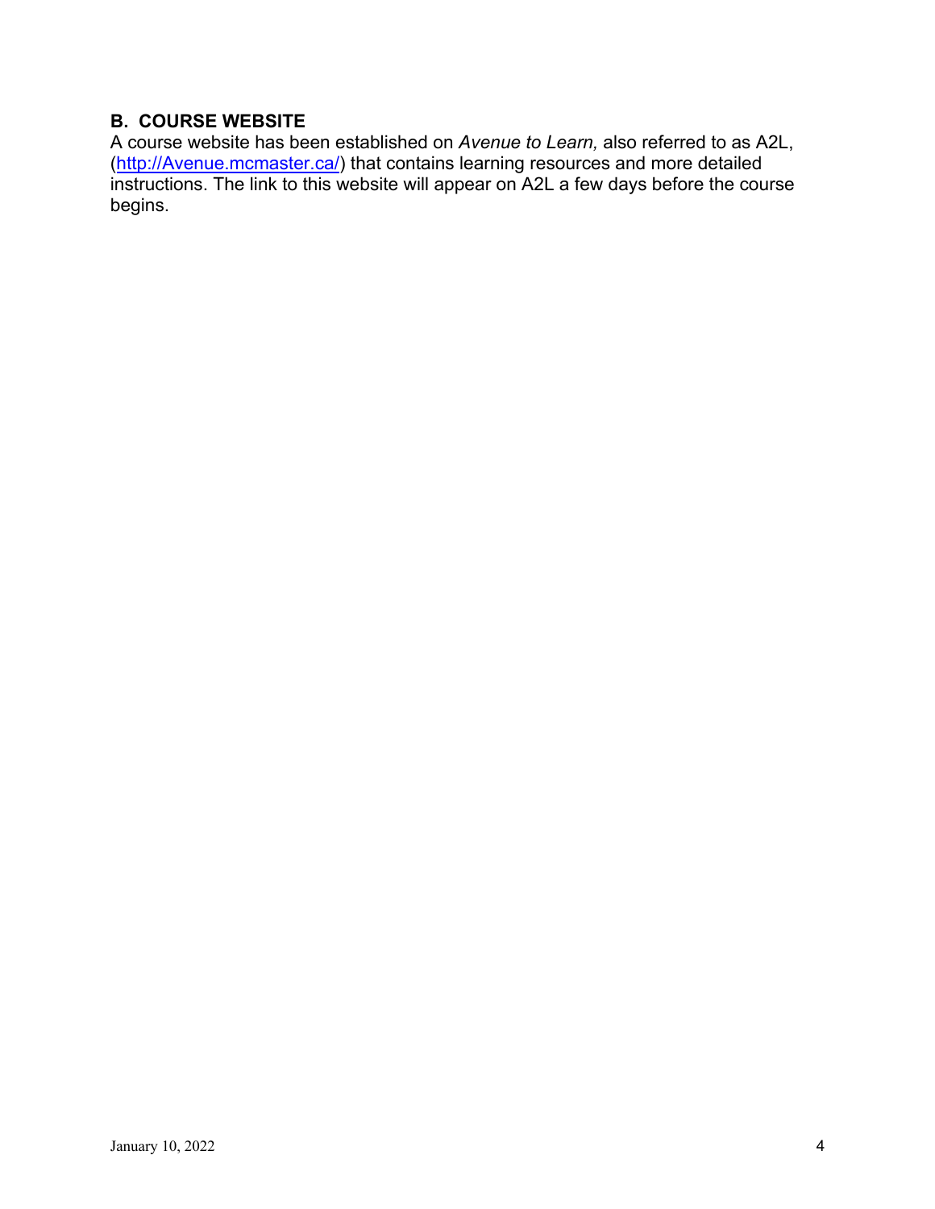### B. COURSE WEBSITE

A course website has been established on *Avenue to Learn,* also referred to as A2L, ([http://Avenue.mcmaster.ca/](http://Avenue.mcmaster.ca/)) that contains learning resources and more detailed instructions. The link to this website will appear on A2L a few days before the course begins.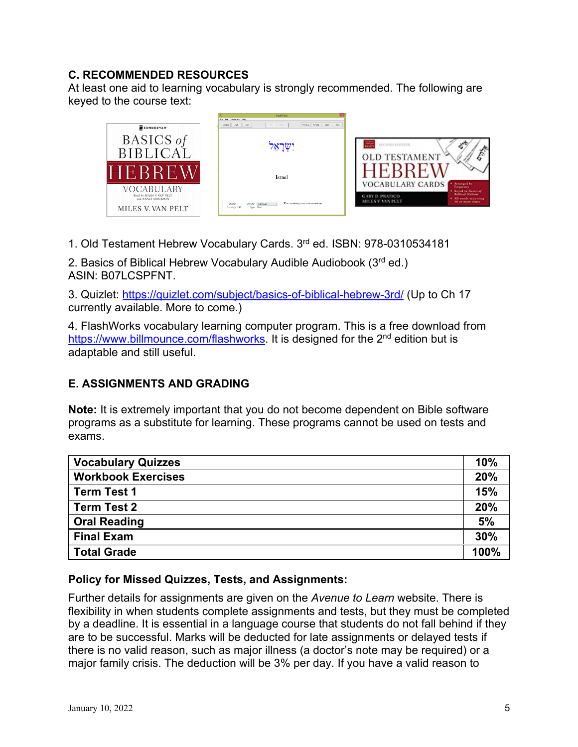### C. RECOMMENDED RESOURCES

At least one aid to learning vocabulary is strongly recommended. The following are keyed to the course text:

1. Old Testament Hebrew Vocabulary Cards. 3rd ed. ISBN: 978-0310534181

2. Basics of Biblical Hebrew Vocabulary Audible Audiobook (3rd ed.) ASIN: B07LCSPFNT.

3. Quizlet: https://quizlet.com/subject/basics-of-biblical-hebrew-3rd/ (Up to Ch 17 currently available. More to come.)

4. FlashWorks vocabulary learning computer program. This is a free download from https://www.billmounce.com/flashworks. It is designed for the 2nd edition but is adaptable and still useful.

### E. ASSIGNMENTS AND GRADING

**Note:** It is extremely important that you do not become dependent on Bible software programs as a substitute for learning. These programs cannot be used on tests and exams.

| **Vocabulary Quizzes** | **10%** |
|---|---|
| **Workbook Exercises** | **20%** |
| **Term Test 1** | **15%** |
| **Term Test 2** | **20%** |
| **Oral Reading** | **5%** |
| **Final Exam** | **30%** |
| **Total Grade** | **100%** |

**Policy for Missed Quizzes, Tests, and Assignments:**

Further details for assignments are given on the *Avenue to Learn* website. There is flexibility in when students complete assignments and tests, but they must be completed by a deadline. It is essential in a language course that students do not fall behind if they are to be successful. Marks will be deducted for late assignments or delayed tests if there is no valid reason, such as major illness (a doctor's note may be required) or a major family crisis. The deduction will be 3% per day. If you have a valid reason to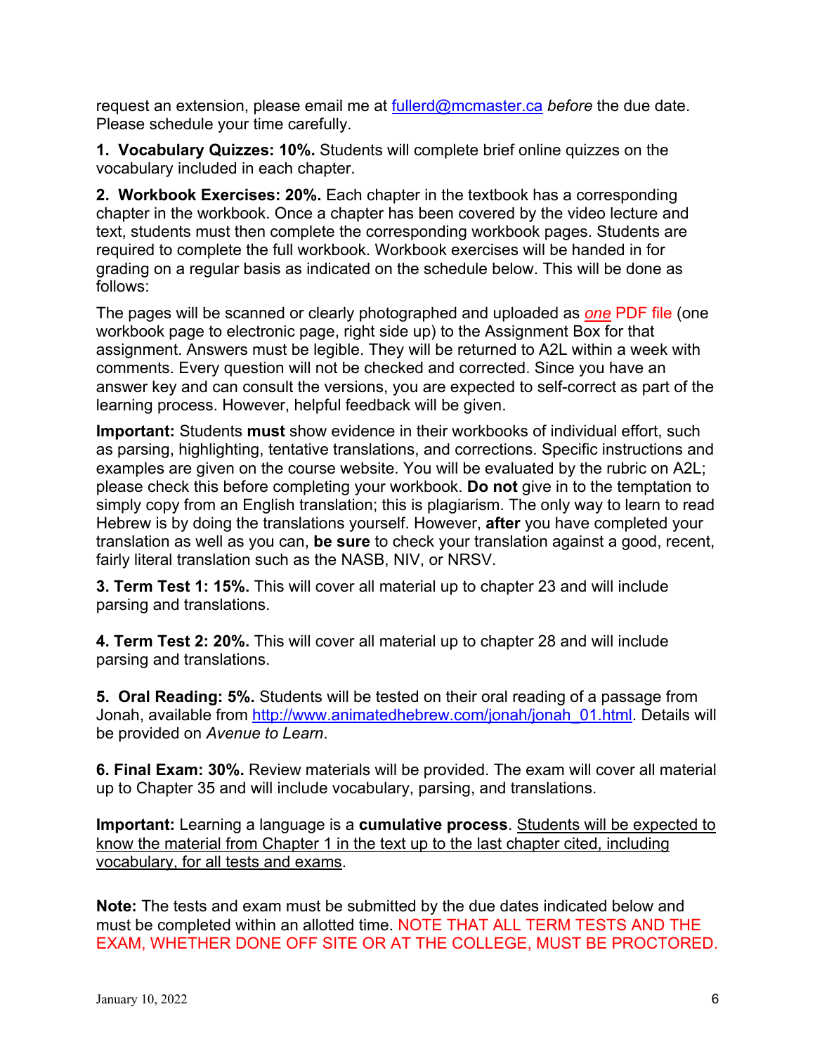request an extension, please email me at fullerd@mcmaster.ca *before* the due date. Please schedule your time carefully.

**1. Vocabulary Quizzes: 10%.** Students will complete brief online quizzes on the vocabulary included in each chapter.

**2. Workbook Exercises: 20%.** Each chapter in the textbook has a corresponding chapter in the workbook. Once a chapter has been covered by the video lecture and text, students must then complete the corresponding workbook pages. Students are required to complete the full workbook. Workbook exercises will be handed in for grading on a regular basis as indicated on the schedule below. This will be done as follows:

The pages will be scanned or clearly photographed and uploaded as *one* PDF file (one workbook page to electronic page, right side up) to the Assignment Box for that assignment. Answers must be legible. They will be returned to A2L within a week with comments. Every question will not be checked and corrected. Since you have an answer key and can consult the versions, you are expected to self-correct as part of the learning process. However, helpful feedback will be given.

**Important:** Students **must** show evidence in their workbooks of individual effort, such as parsing, highlighting, tentative translations, and corrections. Specific instructions and examples are given on the course website. You will be evaluated by the rubric on A2L; please check this before completing your workbook. **Do not** give in to the temptation to simply copy from an English translation; this is plagiarism. The only way to learn to read Hebrew is by doing the translations yourself. However, **after** you have completed your translation as well as you can, **be sure** to check your translation against a good, recent, fairly literal translation such as the NASB, NIV, or NRSV.

**3. Term Test 1: 15%.** This will cover all material up to chapter 23 and will include parsing and translations.

**4. Term Test 2: 20%.** This will cover all material up to chapter 28 and will include parsing and translations.

**5. Oral Reading: 5%.** Students will be tested on their oral reading of a passage from Jonah, available from http://www.animatedhebrew.com/jonah/jonah_01.html. Details will be provided on *Avenue to Learn*.

**6. Final Exam: 30%.** Review materials will be provided. The exam will cover all material up to Chapter 35 and will include vocabulary, parsing, and translations.

**Important:** Learning a language is a **cumulative process**. Students will be expected to know the material from Chapter 1 in the text up to the last chapter cited, including vocabulary, for all tests and exams.

**Note:** The tests and exam must be submitted by the due dates indicated below and must be completed within an allotted time. NOTE THAT ALL TERM TESTS AND THE EXAM, WHETHER DONE OFF SITE OR AT THE COLLEGE, MUST BE PROCTORED.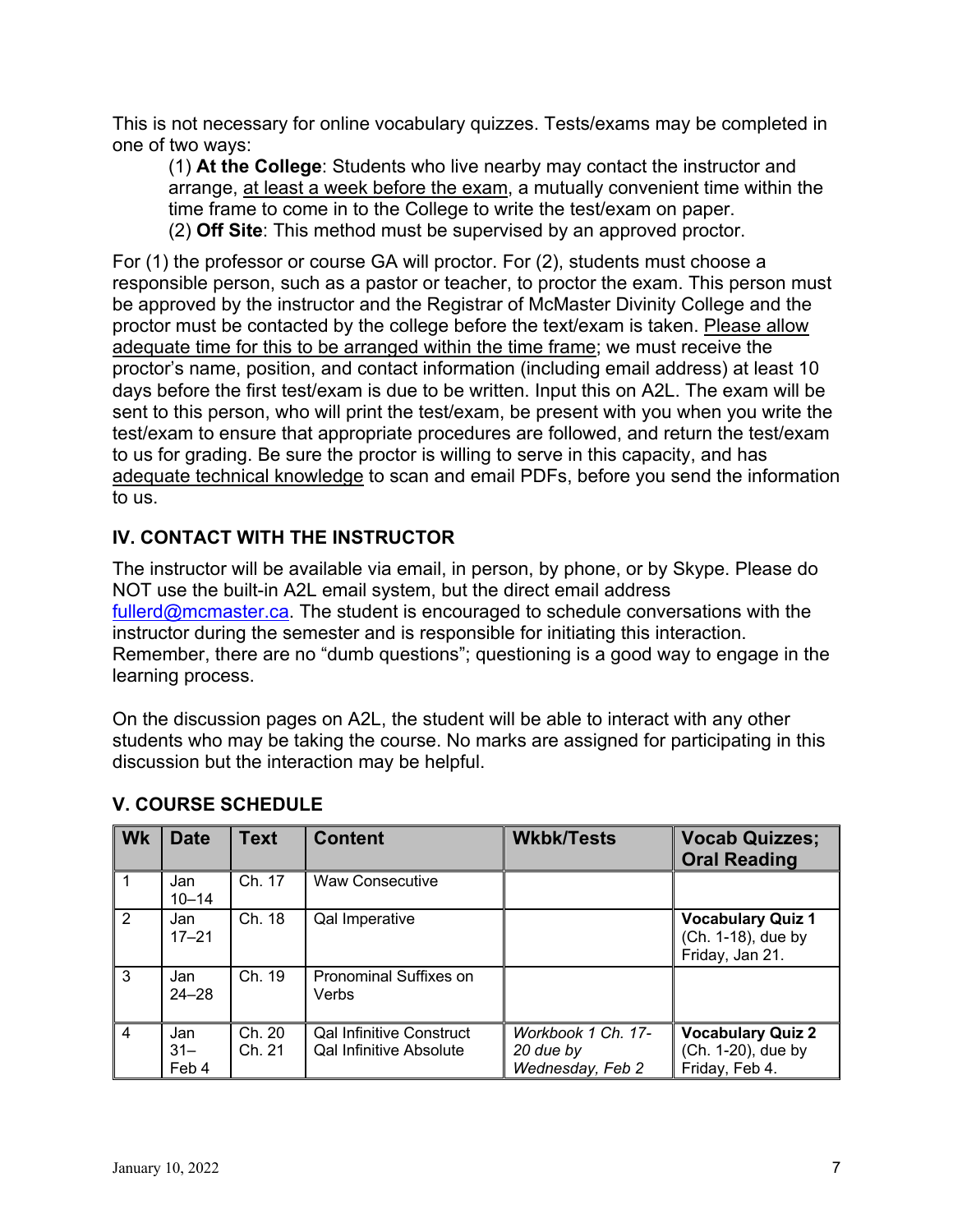This is not necessary for online vocabulary quizzes. Tests/exams may be completed in one of two ways:

(1) **At the College**: Students who live nearby may contact the instructor and arrange, at least a week before the exam, a mutually convenient time within the time frame to come in to the College to write the test/exam on paper.
(2) **Off Site**: This method must be supervised by an approved proctor.

For (1) the professor or course GA will proctor. For (2), students must choose a responsible person, such as a pastor or teacher, to proctor the exam. This person must be approved by the instructor and the Registrar of McMaster Divinity College and the proctor must be contacted by the college before the text/exam is taken. Please allow adequate time for this to be arranged within the time frame; we must receive the proctor's name, position, and contact information (including email address) at least 10 days before the first test/exam is due to be written. Input this on A2L. The exam will be sent to this person, who will print the test/exam, be present with you when you write the test/exam to ensure that appropriate procedures are followed, and return the test/exam to us for grading. Be sure the proctor is willing to serve in this capacity, and has adequate technical knowledge to scan and email PDFs, before you send the information to us.

## IV. CONTACT WITH THE INSTRUCTOR

The instructor will be available via email, in person, by phone, or by Skype. Please do NOT use the built-in A2L email system, but the direct email address fullerd@mcmaster.ca. The student is encouraged to schedule conversations with the instructor during the semester and is responsible for initiating this interaction. Remember, there are no "dumb questions"; questioning is a good way to engage in the learning process.

On the discussion pages on A2L, the student will be able to interact with any other students who may be taking the course. No marks are assigned for participating in this discussion but the interaction may be helpful.

## V. COURSE SCHEDULE

| Wk | Date | Text | Content | Wkbk/Tests | Vocab Quizzes; Oral Reading |
|---|---|---|---|---|---|
| 1 | Jan 10–14 | Ch. 17 | Waw Consecutive | | |
| 2 | Jan 17–21 | Ch. 18 | Qal Imperative | | **Vocabulary Quiz 1** (Ch. 1-18), due by Friday, Jan 21. |
| 3 | Jan 24–28 | Ch. 19 | Pronominal Suffixes on Verbs | | |
| 4 | Jan 31–Feb 4 | Ch. 20<br>Ch. 21 | Qal Infinitive Construct<br>Qal Infinitive Absolute | *Workbook 1 Ch. 17-20 due by Wednesday, Feb 2* | **Vocabulary Quiz 2** (Ch. 1-20), due by Friday, Feb 4. |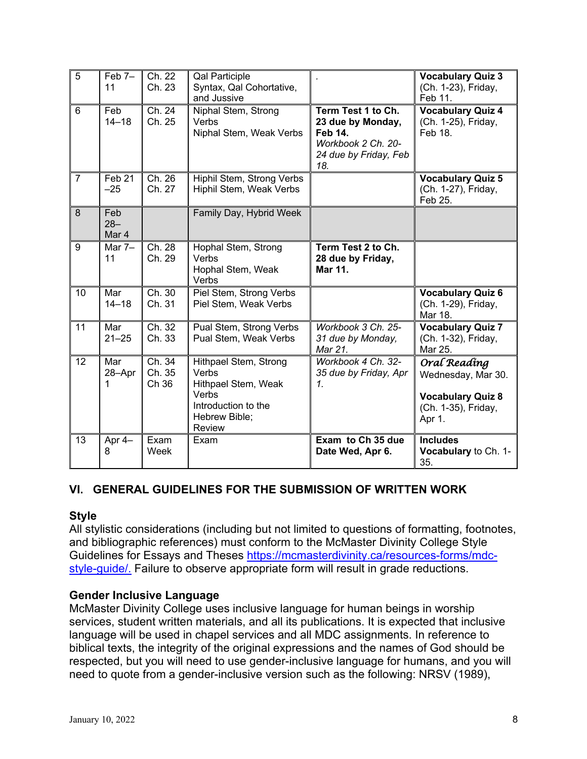| 5 | Feb 7–11 | Ch. 22<br>Ch. 23 | Qal Participle<br>Syntax, Qal Cohortative, and Jussive | . | **Vocabulary Quiz 3** (Ch. 1-23), Friday, Feb 11. |
|---|---|---|---|---|---|
| 6 | Feb 14–18 | Ch. 24<br>Ch. 25 | Niphal Stem, Strong Verbs<br>Niphal Stem, Weak Verbs | **Term Test 1 to Ch. 23 due by Monday, Feb 14.**<br>*Workbook 2 Ch. 20-24 due by Friday, Feb 18.* | **Vocabulary Quiz 4** (Ch. 1-25), Friday, Feb 18. |
| 7 | Feb 21–25 | Ch. 26<br>Ch. 27 | Hiphil Stem, Strong Verbs<br>Hiphil Stem, Weak Verbs | | **Vocabulary Quiz 5** (Ch. 1-27), Friday, Feb 25. |
| 8 | Feb 28–Mar 4 | | Family Day, Hybrid Week | | |
| 9 | Mar 7–11 | Ch. 28<br>Ch. 29 | Hophal Stem, Strong Verbs<br>Hophal Stem, Weak Verbs | **Term Test 2 to Ch. 28 due by Friday, Mar 11.** | |
| 10 | Mar 14–18 | Ch. 30<br>Ch. 31 | Piel Stem, Strong Verbs<br>Piel Stem, Weak Verbs | | **Vocabulary Quiz 6** (Ch. 1-29), Friday, Mar 18. |
| 11 | Mar 21–25 | Ch. 32<br>Ch. 33 | Pual Stem, Strong Verbs<br>Pual Stem, Weak Verbs | *Workbook 3 Ch. 25-31 due by Monday, Mar 21.* | **Vocabulary Quiz 7** (Ch. 1-32), Friday, Mar 25. |
| 12 | Mar 28–Apr 1 | Ch. 34<br>Ch. 35<br>Ch 36 | Hithpael Stem, Strong Verbs<br>Hithpael Stem, Weak Verbs<br>Introduction to the Hebrew Bible; Review | *Workbook 4 Ch. 32-35 due by Friday, Apr 1.* | *Oral Reading* Wednesday, Mar 30.<br><br>**Vocabulary Quiz 8** (Ch. 1-35), Friday, Apr 1. |
| 13 | Apr 4–8 | Exam Week | Exam | **Exam to Ch 35 due Date Wed, Apr 6.** | **Includes Vocabulary** to Ch. 1-35. |

## VI. GENERAL GUIDELINES FOR THE SUBMISSION OF WRITTEN WORK

### Style

All stylistic considerations (including but not limited to questions of formatting, footnotes, and bibliographic references) must conform to the McMaster Divinity College Style Guidelines for Essays and Theses https://mcmasterdivinity.ca/resources-forms/mdc-style-guide/. Failure to observe appropriate form will result in grade reductions.

### Gender Inclusive Language

McMaster Divinity College uses inclusive language for human beings in worship services, student written materials, and all its publications. It is expected that inclusive language will be used in chapel services and all MDC assignments. In reference to biblical texts, the integrity of the original expressions and the names of God should be respected, but you will need to use gender-inclusive language for humans, and you will need to quote from a gender-inclusive version such as the following: NRSV (1989),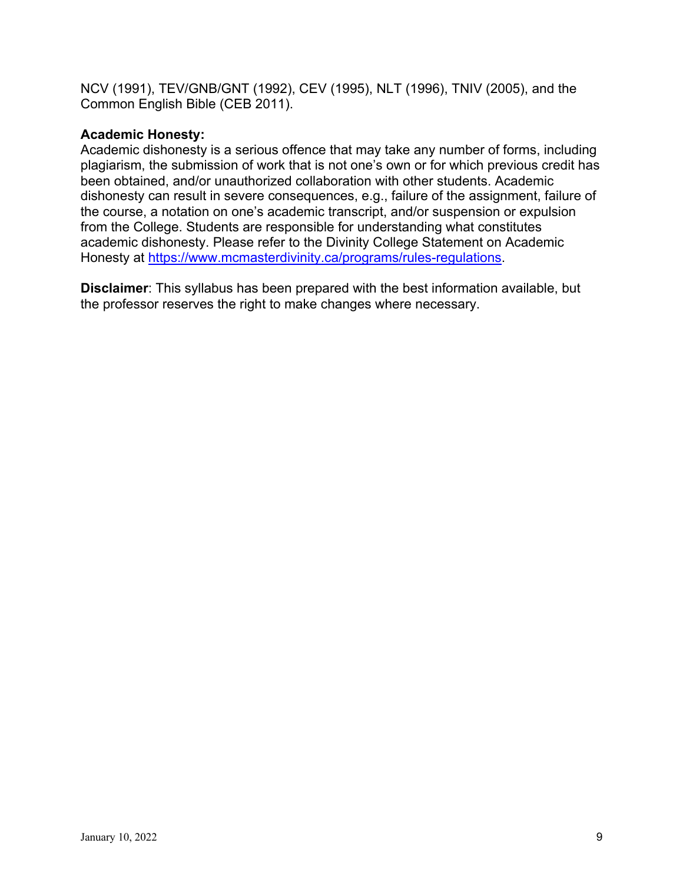NCV (1991), TEV/GNB/GNT (1992), CEV (1995), NLT (1996), TNIV (2005), and the Common English Bible (CEB 2011).

**Academic Honesty:**
Academic dishonesty is a serious offence that may take any number of forms, including plagiarism, the submission of work that is not one's own or for which previous credit has been obtained, and/or unauthorized collaboration with other students. Academic dishonesty can result in severe consequences, e.g., failure of the assignment, failure of the course, a notation on one's academic transcript, and/or suspension or expulsion from the College. Students are responsible for understanding what constitutes academic dishonesty. Please refer to the Divinity College Statement on Academic Honesty at https://www.mcmasterdivinity.ca/programs/rules-regulations.

**Disclaimer**: This syllabus has been prepared with the best information available, but the professor reserves the right to make changes where necessary.